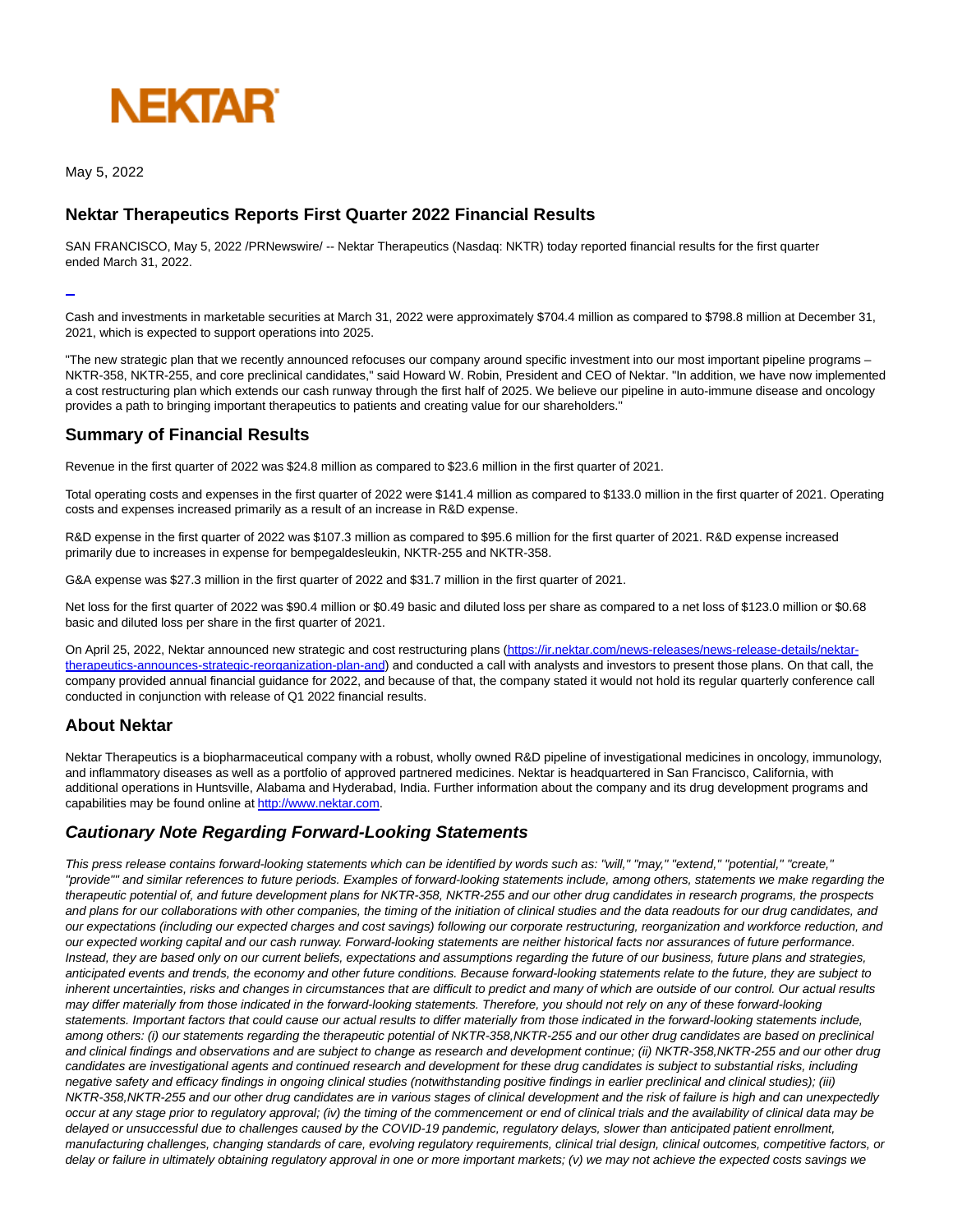NEKTAR

May 5, 2022

## Nektar Therapeutics Reports First Quarter 2022 Financial Results

SAN FRANCISCO, May 5, 2022 /PRNewswire/ -- Nektar Therapeutics (Nasdaq: NKTR) today reported financial results for the first quarter ended March 31, 2022.

Cash and investments in marketable securities at March 31, 2022 were approximately $704.4 million as compared to $798.8 million at December 31, 2021, which is expected to support operations into 2025.

"The new strategic plan that we recently announced refocuses our company around specific investment into our most important pipeline programs – NKTR-358, NKTR-255, and core preclinical candidates," said Howard W. Robin, President and CEO of Nektar. "In addition, we have now implemented a cost restructuring plan which extends our cash runway through the first half of 2025. We believe our pipeline in auto-immune disease and oncology provides a path to bringing important therapeutics to patients and creating value for our shareholders."

## Summary of Financial Results

Revenue in the first quarter of 2022 was $24.8 million as compared to $23.6 million in the first quarter of 2021.

Total operating costs and expenses in the first quarter of 2022 were $141.4 million as compared to $133.0 million in the first quarter of 2021. Operating costs and expenses increased primarily as a result of an increase in R&D expense.

R&D expense in the first quarter of 2022 was $107.3 million as compared to $95.6 million for the first quarter of 2021. R&D expense increased primarily due to increases in expense for bempegaldesleukin, NKTR-255 and NKTR-358.

G&A expense was $27.3 million in the first quarter of 2022 and $31.7 million in the first quarter of 2021.

Net loss for the first quarter of 2022 was $90.4 million or $0.49 basic and diluted loss per share as compared to a net loss of $123.0 million or $0.68 basic and diluted loss per share in the first quarter of 2021.

On April 25, 2022, Nektar announced new strategic and cost restructuring plans (https://ir.nektar.com/news-releases/news-release-details/nektar-therapeutics-announces-strategic-reorganization-plan-and) and conducted a call with analysts and investors to present those plans. On that call, the company provided annual financial guidance for 2022, and because of that, the company stated it would not hold its regular quarterly conference call conducted in conjunction with release of Q1 2022 financial results.

## About Nektar

Nektar Therapeutics is a biopharmaceutical company with a robust, wholly owned R&D pipeline of investigational medicines in oncology, immunology, and inflammatory diseases as well as a portfolio of approved partnered medicines. Nektar is headquartered in San Francisco, California, with additional operations in Huntsville, Alabama and Hyderabad, India. Further information about the company and its drug development programs and capabilities may be found online at http://www.nektar.com.

## *Cautionary Note Regarding Forward-Looking Statements*

*This press release contains forward-looking statements which can be identified by words such as: "will," "may," "extend," "potential," "create," "provide"" and similar references to future periods. Examples of forward-looking statements include, among others, statements we make regarding the therapeutic potential of, and future development plans for NKTR-358, NKTR-255 and our other drug candidates in research programs, the prospects and plans for our collaborations with other companies, the timing of the initiation of clinical studies and the data readouts for our drug candidates, and our expectations (including our expected charges and cost savings) following our corporate restructuring, reorganization and workforce reduction, and our expected working capital and our cash runway. Forward-looking statements are neither historical facts nor assurances of future performance. Instead, they are based only on our current beliefs, expectations and assumptions regarding the future of our business, future plans and strategies, anticipated events and trends, the economy and other future conditions. Because forward-looking statements relate to the future, they are subject to inherent uncertainties, risks and changes in circumstances that are difficult to predict and many of which are outside of our control. Our actual results may differ materially from those indicated in the forward-looking statements. Therefore, you should not rely on any of these forward-looking statements. Important factors that could cause our actual results to differ materially from those indicated in the forward-looking statements include, among others: (i) our statements regarding the therapeutic potential of NKTR-358,NKTR-255 and our other drug candidates are based on preclinical and clinical findings and observations and are subject to change as research and development continue; (ii) NKTR-358,NKTR-255 and our other drug candidates are investigational agents and continued research and development for these drug candidates is subject to substantial risks, including negative safety and efficacy findings in ongoing clinical studies (notwithstanding positive findings in earlier preclinical and clinical studies); (iii) NKTR-358,NKTR-255 and our other drug candidates are in various stages of clinical development and the risk of failure is high and can unexpectedly occur at any stage prior to regulatory approval; (iv) the timing of the commencement or end of clinical trials and the availability of clinical data may be delayed or unsuccessful due to challenges caused by the COVID-19 pandemic, regulatory delays, slower than anticipated patient enrollment, manufacturing challenges, changing standards of care, evolving regulatory requirements, clinical trial design, clinical outcomes, competitive factors, or delay or failure in ultimately obtaining regulatory approval in one or more important markets; (v) we may not achieve the expected costs savings we*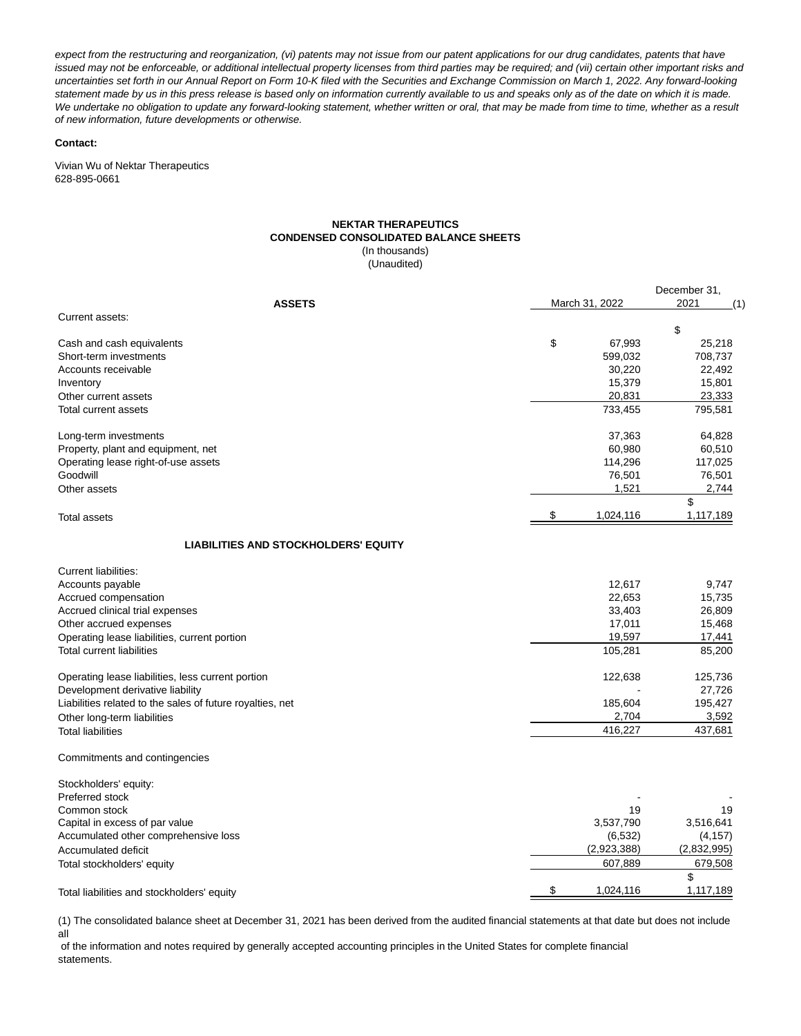*expect from the restructuring and reorganization, (vi) patents may not issue from our patent applications for our drug candidates, patents that have issued may not be enforceable, or additional intellectual property licenses from third parties may be required; and (vii) certain other important risks and uncertainties set forth in our Annual Report on Form 10-K filed with the Securities and Exchange Commission on March 1, 2022. Any forward-looking statement made by us in this press release is based only on information currently available to us and speaks only as of the date on which it is made. We undertake no obligation to update any forward-looking statement, whether written or oral, that may be made from time to time, whether as a result of new information, future developments or otherwise.*

**Contact:**

Vivian Wu of Nektar Therapeutics
628-895-0661

**NEKTAR THERAPEUTICS**
**CONDENSED CONSOLIDATED BALANCE SHEETS**
(In thousands)
(Unaudited)

| ASSETS | March 31, 2022 | December 31, 2021 (1) |
|---|---|---|
| Current assets: | | |
| Cash and cash equivalents | $ 67,993 | $ 25,218 |
| Short-term investments | 599,032 | 708,737 |
| Accounts receivable | 30,220 | 22,492 |
| Inventory | 15,379 | 15,801 |
| Other current assets | 20,831 | 23,333 |
| Total current assets | 733,455 | 795,581 |
| Long-term investments | 37,363 | 64,828 |
| Property, plant and equipment, net | 60,980 | 60,510 |
| Operating lease right-of-use assets | 114,296 | 117,025 |
| Goodwill | 76,501 | 76,501 |
| Other assets | 1,521 | 2,744 |
| Total assets | $ 1,024,116 | $ 1,117,189 |
| **LIABILITIES AND STOCKHOLDERS' EQUITY** | | |
| Current liabilities: | | |
| Accounts payable | 12,617 | 9,747 |
| Accrued compensation | 22,653 | 15,735 |
| Accrued clinical trial expenses | 33,403 | 26,809 |
| Other accrued expenses | 17,011 | 15,468 |
| Operating lease liabilities, current portion | 19,597 | 17,441 |
| Total current liabilities | 105,281 | 85,200 |
| Operating lease liabilities, less current portion | 122,638 | 125,736 |
| Development derivative liability | - | 27,726 |
| Liabilities related to the sales of future royalties, net | 185,604 | 195,427 |
| Other long-term liabilities | 2,704 | 3,592 |
| Total liabilities | 416,227 | 437,681 |
| Commitments and contingencies | | |
| Stockholders' equity: | | |
| Preferred stock | - | - |
| Common stock | 19 | 19 |
| Capital in excess of par value | 3,537,790 | 3,516,641 |
| Accumulated other comprehensive loss | (6,532) | (4,157) |
| Accumulated deficit | (2,923,388) | (2,832,995) |
| Total stockholders' equity | 607,889 | 679,508 |
| Total liabilities and stockholders' equity | $ 1,024,116 | $ 1,117,189 |

(1) The consolidated balance sheet at December 31, 2021 has been derived from the audited financial statements at that date but does not include all of the information and notes required by generally accepted accounting principles in the United States for complete financial statements.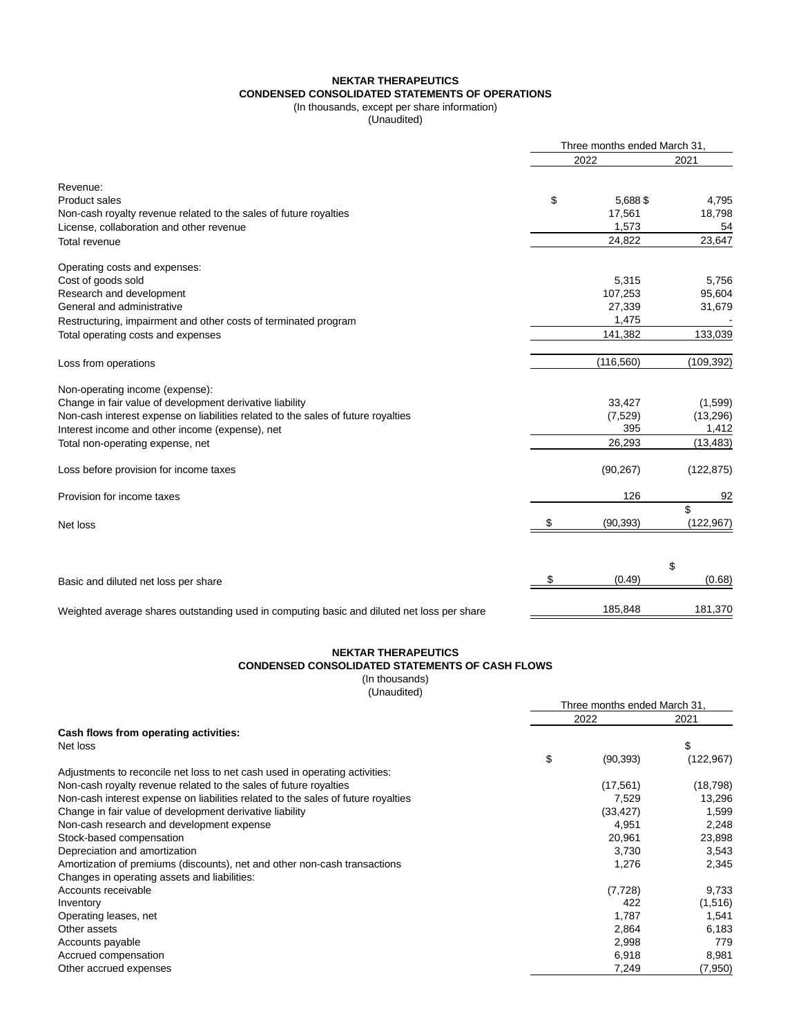**NEKTAR THERAPEUTICS**
**CONDENSED CONSOLIDATED STATEMENTS OF OPERATIONS**
(In thousands, except per share information)
(Unaudited)

| | Three months ended March 31, | |
|---|---|---|
| | 2022 | 2021 |
| Revenue: | | |
| Product sales | $ 5,688 | $ 4,795 |
| Non-cash royalty revenue related to the sales of future royalties | 17,561 | 18,798 |
| License, collaboration and other revenue | 1,573 | 54 |
| Total revenue | 24,822 | 23,647 |
| Operating costs and expenses: | | |
| Cost of goods sold | 5,315 | 5,756 |
| Research and development | 107,253 | 95,604 |
| General and administrative | 27,339 | 31,679 |
| Restructuring, impairment and other costs of terminated program | 1,475 | - |
| Total operating costs and expenses | 141,382 | 133,039 |
| Loss from operations | (116,560) | (109,392) |
| Non-operating income (expense): | | |
| Change in fair value of development derivative liability | 33,427 | (1,599) |
| Non-cash interest expense on liabilities related to the sales of future royalties | (7,529) | (13,296) |
| Interest income and other income (expense), net | 395 | 1,412 |
| Total non-operating expense, net | 26,293 | (13,483) |
| Loss before provision for income taxes | (90,267) | (122,875) |
| Provision for income taxes | 126 | 92 |
| Net loss | $ (90,393) | $ (122,967) |
| Basic and diluted net loss per share | $ (0.49) | $ (0.68) |
| Weighted average shares outstanding used in computing basic and diluted net loss per share | 185,848 | 181,370 |

**NEKTAR THERAPEUTICS**
**CONDENSED CONSOLIDATED STATEMENTS OF CASH FLOWS**
(In thousands)
(Unaudited)

| | Three months ended March 31, | |
|---|---|---|
| | 2022 | 2021 |
| **Cash flows from operating activities:** | | |
| Net loss | $ (90,393) | $ (122,967) |
| Adjustments to reconcile net loss to net cash used in operating activities: | | |
| Non-cash royalty revenue related to the sales of future royalties | (17,561) | (18,798) |
| Non-cash interest expense on liabilities related to the sales of future royalties | 7,529 | 13,296 |
| Change in fair value of development derivative liability | (33,427) | 1,599 |
| Non-cash research and development expense | 4,951 | 2,248 |
| Stock-based compensation | 20,961 | 23,898 |
| Depreciation and amortization | 3,730 | 3,543 |
| Amortization of premiums (discounts), net and other non-cash transactions | 1,276 | 2,345 |
| Changes in operating assets and liabilities: | | |
| Accounts receivable | (7,728) | 9,733 |
| Inventory | 422 | (1,516) |
| Operating leases, net | 1,787 | 1,541 |
| Other assets | 2,864 | 6,183 |
| Accounts payable | 2,998 | 779 |
| Accrued compensation | 6,918 | 8,981 |
| Other accrued expenses | 7,249 | (7,950) |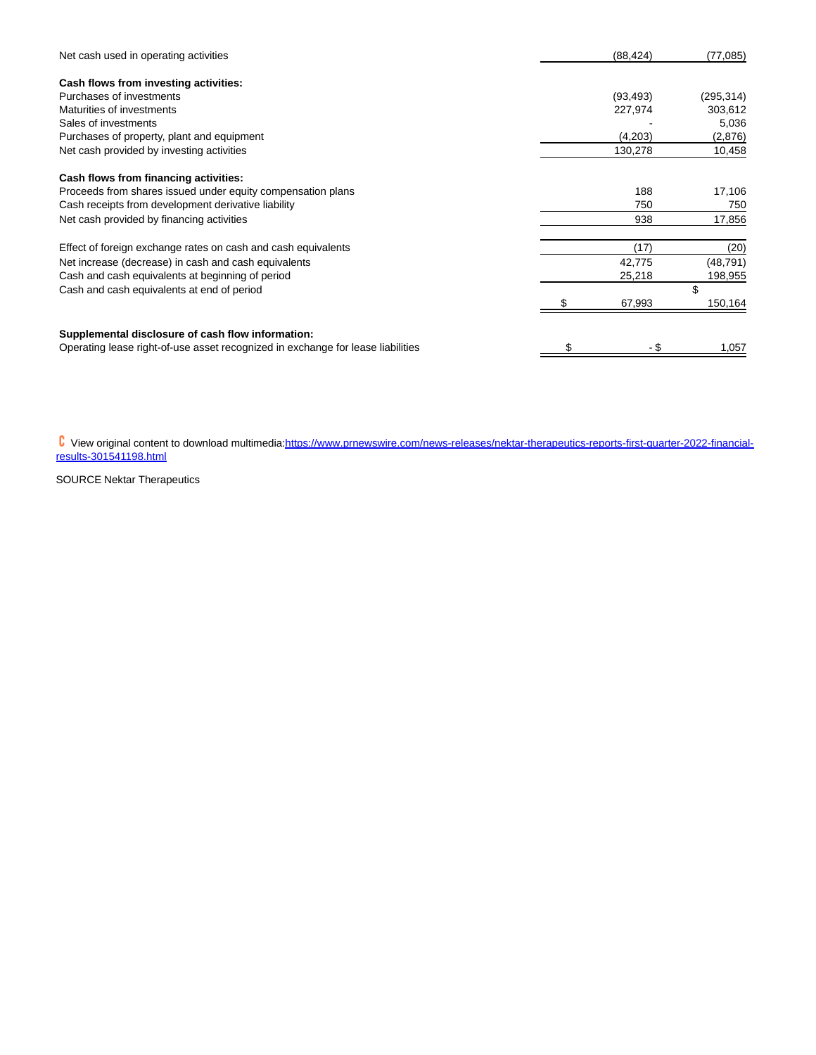| | | |
|---|---|---|
| Net cash used in operating activities | (88,424) | (77,085) |
| **Cash flows from investing activities:** | | |
| Purchases of investments | (93,493) | (295,314) |
| Maturities of investments | 227,974 | 303,612 |
| Sales of investments | - | 5,036 |
| Purchases of property, plant and equipment | (4,203) | (2,876) |
| Net cash provided by investing activities | 130,278 | 10,458 |
| **Cash flows from financing activities:** | | |
| Proceeds from shares issued under equity compensation plans | 188 | 17,106 |
| Cash receipts from development derivative liability | 750 | 750 |
| Net cash provided by financing activities | 938 | 17,856 |
| Effect of foreign exchange rates on cash and cash equivalents | (17) | (20) |
| Net increase (decrease) in cash and cash equivalents | 42,775 | (48,791) |
| Cash and cash equivalents at beginning of period | 25,218 | 198,955 |
| Cash and cash equivalents at end of period | $ 67,993 | $ 150,164 |
| **Supplemental disclosure of cash flow information:** | | |
| Operating lease right-of-use asset recognized in exchange for lease liabilities | $ - | $ 1,057 |

View original content to download multimedia:https://www.prnewswire.com/news-releases/nektar-therapeutics-reports-first-quarter-2022-financial-results-301541198.html

SOURCE Nektar Therapeutics